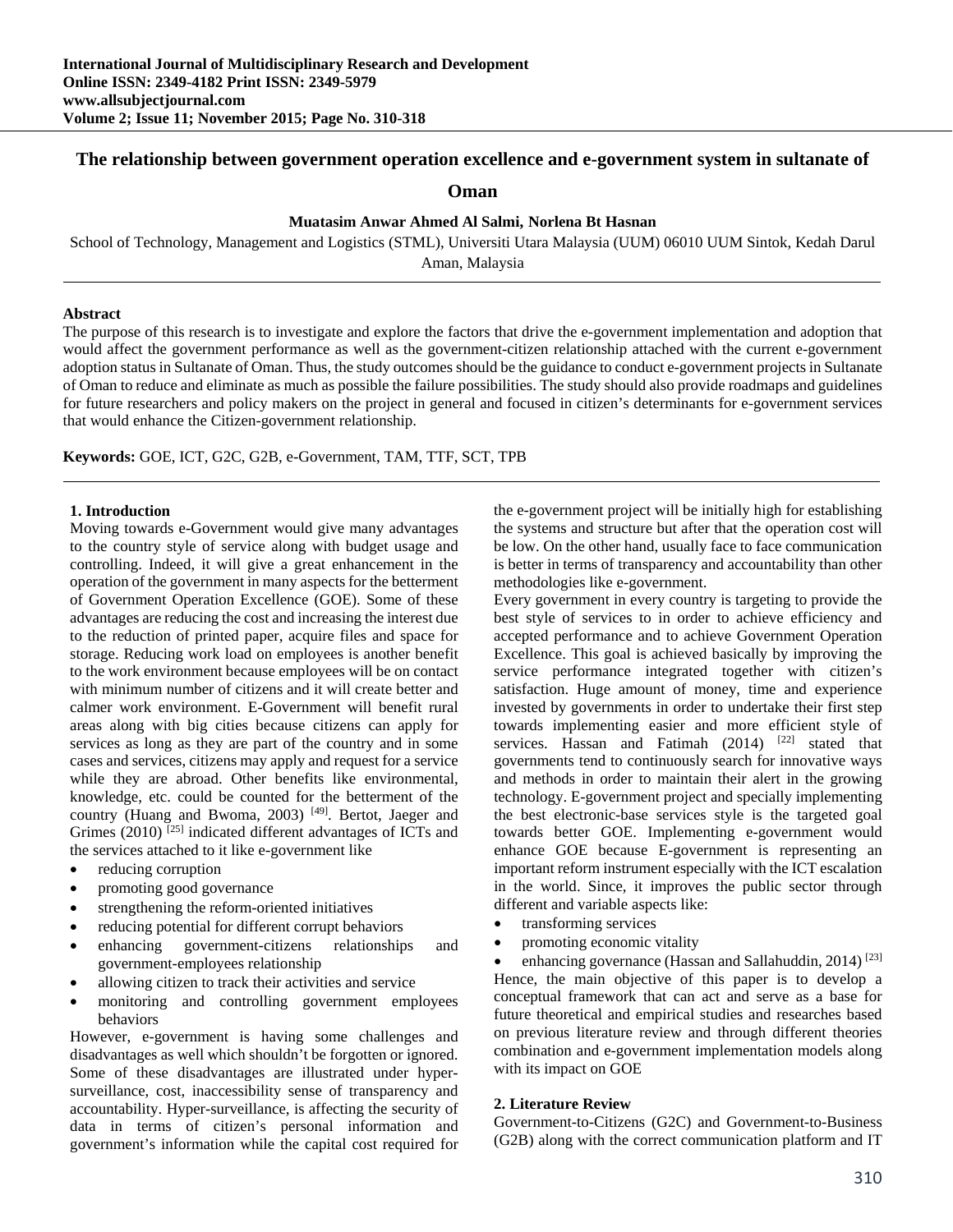# The relationship between government operation excellence and e-government system in sultanate of Oman

**Muatasim Anwar Ahmed Al Salmi, Norlena Bt Hasnan**

School of Technology, Management and Logistics (STML), Universiti Utara Malaysia (UUM) 06010 UUM Sintok, Kedah Darul Aman, Malaysia

**Abstract**

The purpose of this research is to investigate and explore the factors that drive the e-government implementation and adoption that would affect the government performance as well as the government-citizen relationship attached with the current e-government adoption status in Sultanate of Oman. Thus, the study outcomes should be the guidance to conduct e-government projects in Sultanate of Oman to reduce and eliminate as much as possible the failure possibilities. The study should also provide roadmaps and guidelines for future researchers and policy makers on the project in general and focused in citizen's determinants for e-government services that would enhance the Citizen-government relationship.

**Keywords:** GOE, ICT, G2C, G2B, e-Government, TAM, TTF, SCT, TPB

## 1. Introduction

Moving towards e-Government would give many advantages to the country style of service along with budget usage and controlling. Indeed, it will give a great enhancement in the operation of the government in many aspects for the betterment of Government Operation Excellence (GOE). Some of these advantages are reducing the cost and increasing the interest due to the reduction of printed paper, acquire files and space for storage. Reducing work load on employees is another benefit to the work environment because employees will be on contact with minimum number of citizens and it will create better and calmer work environment. E-Government will benefit rural areas along with big cities because citizens can apply for services as long as they are part of the country and in some cases and services, citizens may apply and request for a service while they are abroad. Other benefits like environmental, knowledge, etc. could be counted for the betterment of the country (Huang and Bwoma, 2003) [49]. Bertot, Jaeger and Grimes (2010) [25] indicated different advantages of ICTs and the services attached to it like e-government like

- reducing corruption
- promoting good governance
- strengthening the reform-oriented initiatives
- reducing potential for different corrupt behaviors
- enhancing government-citizens relationships and government-employees relationship
- allowing citizen to track their activities and service
- monitoring and controlling government employees behaviors

However, e-government is having some challenges and disadvantages as well which shouldn't be forgotten or ignored. Some of these disadvantages are illustrated under hyper-surveillance, cost, inaccessibility sense of transparency and accountability. Hyper-surveillance, is affecting the security of data in terms of citizen's personal information and government's information while the capital cost required for the e-government project will be initially high for establishing the systems and structure but after that the operation cost will be low. On the other hand, usually face to face communication is better in terms of transparency and accountability than other methodologies like e-government.

Every government in every country is targeting to provide the best style of services to in order to achieve efficiency and accepted performance and to achieve Government Operation Excellence. This goal is achieved basically by improving the service performance integrated together with citizen's satisfaction. Huge amount of money, time and experience invested by governments in order to undertake their first step towards implementing easier and more efficient style of services. Hassan and Fatimah (2014) [22] stated that governments tend to continuously search for innovative ways and methods in order to maintain their alert in the growing technology. E-government project and specially implementing the best electronic-base services style is the targeted goal towards better GOE. Implementing e-government would enhance GOE because E-government is representing an important reform instrument especially with the ICT escalation in the world. Since, it improves the public sector through different and variable aspects like:

- transforming services
- promoting economic vitality
- enhancing governance (Hassan and Sallahuddin, 2014) [23]

Hence, the main objective of this paper is to develop a conceptual framework that can act and serve as a base for future theoretical and empirical studies and researches based on previous literature review and through different theories combination and e-government implementation models along with its impact on GOE

## 2. Literature Review

Government-to-Citizens (G2C) and Government-to-Business (G2B) along with the correct communication platform and IT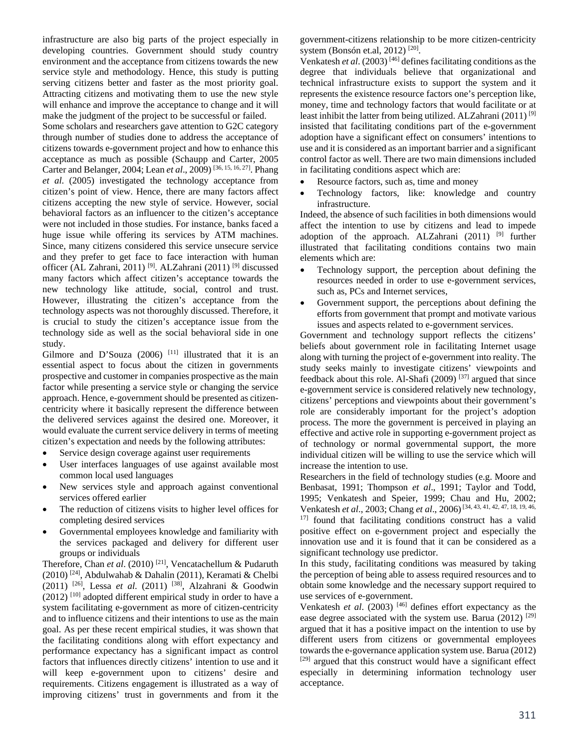infrastructure are also big parts of the project especially in developing countries. Government should study country environment and the acceptance from citizens towards the new service style and methodology. Hence, this study is putting serving citizens better and faster as the most priority goal. Attracting citizens and motivating them to use the new style will enhance and improve the acceptance to change and it will make the judgment of the project to be successful or failed.

Some scholars and researchers gave attention to G2C category through number of studies done to address the acceptance of citizens towards e-government project and how to enhance this acceptance as much as possible (Schaupp and Carter, 2005 Carter and Belanger, 2004; Lean *et al*., 2009) [36, 15, 16, 27]. Phang *et al*. (2005) investigated the technology acceptance from citizen's point of view. Hence, there are many factors affect citizens accepting the new style of service. However, social behavioral factors as an influencer to the citizen's acceptance were not included in those studies. For instance, banks faced a huge issue while offering its services by ATM machines. Since, many citizens considered this service unsecure service and they prefer to get face to face interaction with human officer (AL Zahrani, 2011) [9]. ALZahrani (2011) [9] discussed many factors which affect citizen's acceptance towards the new technology like attitude, social, control and trust. However, illustrating the citizen's acceptance from the technology aspects was not thoroughly discussed. Therefore, it is crucial to study the citizen's acceptance issue from the technology side as well as the social behavioral side in one study.

Gilmore and D'Souza (2006) [11] illustrated that it is an essential aspect to focus about the citizen in governments prospective and customer in companies prospective as the main factor while presenting a service style or changing the service approach. Hence, e-government should be presented as citizen-centricity where it basically represent the difference between the delivered services against the desired one. Moreover, it would evaluate the current service delivery in terms of meeting citizen's expectation and needs by the following attributes:

- Service design coverage against user requirements
- User interfaces languages of use against available most common local used languages
- New services style and approach against conventional services offered earlier
- The reduction of citizens visits to higher level offices for completing desired services
- Governmental employees knowledge and familiarity with the services packaged and delivery for different user groups or individuals

Therefore, Chan *et al*. (2010) [21], Vencatachellum & Pudaruth (2010) [24], Abdulwahab & Dahalin (2011), Keramati & Chelbi (2011) [26], Lessa *et al*. (2011) [38], Alzahrani & Goodwin (2012) [10] adopted different empirical study in order to have a system facilitating e-government as more of citizen-centricity and to influence citizens and their intentions to use as the main goal. As per these recent empirical studies, it was shown that the facilitating conditions along with effort expectancy and performance expectancy has a significant impact as control factors that influences directly citizens' intention to use and it will keep e-government upon to citizens' desire and requirements. Citizens engagement is illustrated as a way of improving citizens' trust in governments and from it the government-citizens relationship to be more citizen-centricity system (Bonsón et.al, 2012) [20].

Venkatesh *et al*. (2003) [46] defines facilitating conditions as the degree that individuals believe that organizational and technical infrastructure exists to support the system and it represents the existence resource factors one's perception like, money, time and technology factors that would facilitate or at least inhibit the latter from being utilized. ALZahrani (2011) [9] insisted that facilitating conditions part of the e-government adoption have a significant effect on consumers' intentions to use and it is considered as an important barrier and a significant control factor as well. There are two main dimensions included in facilitating conditions aspect which are:

- Resource factors, such as, time and money
- Technology factors, like: knowledge and country infrastructure.

Indeed, the absence of such facilities in both dimensions would affect the intention to use by citizens and lead to impede adoption of the approach. ALZahrani (2011) [9] further illustrated that facilitating conditions contains two main elements which are:

- Technology support, the perception about defining the resources needed in order to use e-government services, such as, PCs and Internet services,
- Government support, the perceptions about defining the efforts from government that prompt and motivate various issues and aspects related to e-government services.

Government and technology support reflects the citizens' beliefs about government role in facilitating Internet usage along with turning the project of e-government into reality. The study seeks mainly to investigate citizens' viewpoints and feedback about this role. Al-Shafi (2009) [37] argued that since e-government service is considered relatively new technology, citizens' perceptions and viewpoints about their government's role are considerably important for the project's adoption process. The more the government is perceived in playing an effective and active role in supporting e-government project as of technology or normal governmental support, the more individual citizen will be willing to use the service which will increase the intention to use.

Researchers in the field of technology studies (e.g. Moore and Benbasat, 1991; Thompson *et al*., 1991; Taylor and Todd, 1995; Venkatesh and Speier, 1999; Chau and Hu, 2002; Venkatesh *et al*., 2003; Chang *et al*., 2006) [34, 43, 41, 42, 47, 18, 19, 46, 17] found that facilitating conditions construct has a valid positive effect on e-government project and especially the innovation use and it is found that it can be considered as a significant technology use predictor.

In this study, facilitating conditions was measured by taking the perception of being able to assess required resources and to obtain some knowledge and the necessary support required to use services of e-government.

Venkatesh *et al*. (2003) [46] defines effort expectancy as the ease degree associated with the system use. Barua (2012) [29] argued that it has a positive impact on the intention to use by different users from citizens or governmental employees towards the e-governance application system use. Barua (2012) [29] argued that this construct would have a significant effect especially in determining information technology user acceptance.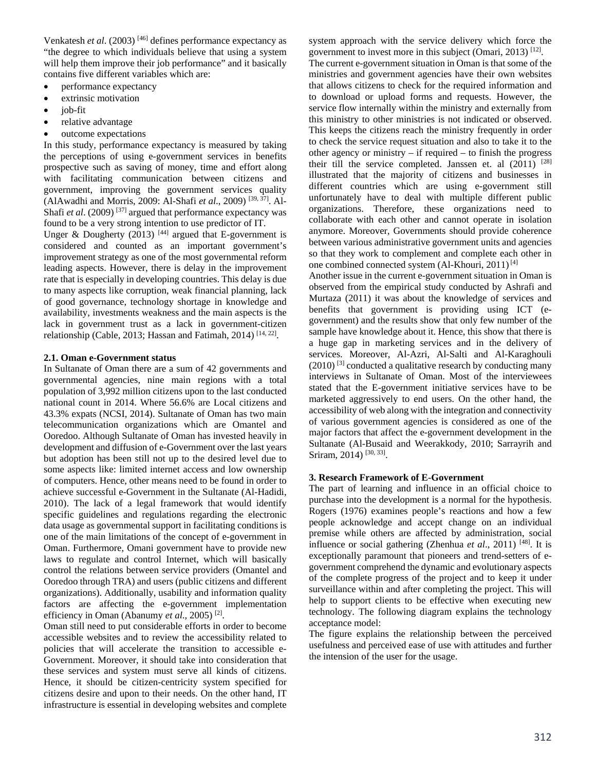Venkatesh *et al*. (2003) [46] defines performance expectancy as "the degree to which individuals believe that using a system will help them improve their job performance" and it basically contains five different variables which are:

- performance expectancy
- extrinsic motivation
- job-fit
- relative advantage
- outcome expectations

In this study, performance expectancy is measured by taking the perceptions of using e-government services in benefits prospective such as saving of money, time and effort along with facilitating communication between citizens and government, improving the government services quality (AlAwadhi and Morris, 2009: Al-Shafi *et al*., 2009) [39, 37]. Al-Shafi *et al*. (2009) [37] argued that performance expectancy was found to be a very strong intention to use predictor of IT.

Unger & Dougherty (2013) [44] argued that E-government is considered and counted as an important government's improvement strategy as one of the most governmental reform leading aspects. However, there is delay in the improvement rate that is especially in developing countries. This delay is due to many aspects like corruption, weak financial planning, lack of good governance, technology shortage in knowledge and availability, investments weakness and the main aspects is the lack in government trust as a lack in government-citizen relationship (Cable, 2013; Hassan and Fatimah, 2014) [14, 22].

### 2.1. Oman e-Government status

In Sultanate of Oman there are a sum of 42 governments and governmental agencies, nine main regions with a total population of 3,992 million citizens upon to the last conducted national count in 2014. Where 56.6% are Local citizens and 43.3% expats (NCSI, 2014). Sultanate of Oman has two main telecommunication organizations which are Omantel and Ooredoo. Although Sultanate of Oman has invested heavily in development and diffusion of e-Government over the last years but adoption has been still not up to the desired level due to some aspects like: limited internet access and low ownership of computers. Hence, other means need to be found in order to achieve successful e-Government in the Sultanate (Al-Hadidi, 2010). The lack of a legal framework that would identify specific guidelines and regulations regarding the electronic data usage as governmental support in facilitating conditions is one of the main limitations of the concept of e-government in Oman. Furthermore, Omani government have to provide new laws to regulate and control Internet, which will basically control the relations between service providers (Omantel and Ooredoo through TRA) and users (public citizens and different organizations). Additionally, usability and information quality factors are affecting the e-government implementation efficiency in Oman (Abanumy *et al*., 2005) [2].

Oman still need to put considerable efforts in order to become accessible websites and to review the accessibility related to policies that will accelerate the transition to accessible e-Government. Moreover, it should take into consideration that these services and system must serve all kinds of citizens. Hence, it should be citizen-centricity system specified for citizens desire and upon to their needs. On the other hand, IT infrastructure is essential in developing websites and complete system approach with the service delivery which force the government to invest more in this subject (Omari, 2013) [12].

The current e-government situation in Oman is that some of the ministries and government agencies have their own websites that allows citizens to check for the required information and to download or upload forms and requests. However, the service flow internally within the ministry and externally from this ministry to other ministries is not indicated or observed. This keeps the citizens reach the ministry frequently in order to check the service request situation and also to take it to the other agency or ministry – if required – to finish the progress their till the service completed. Janssen et. al (2011) [28] illustrated that the majority of citizens and businesses in different countries which are using e-government still unfortunately have to deal with multiple different public organizations. Therefore, these organizations need to collaborate with each other and cannot operate in isolation anymore. Moreover, Governments should provide coherence between various administrative government units and agencies so that they work to complement and complete each other in one combined connected system (Al-Khouri, 2011) [4]

Another issue in the current e-government situation in Oman is observed from the empirical study conducted by Ashrafi and Murtaza (2011) it was about the knowledge of services and benefits that government is providing using ICT (e-government) and the results show that only few number of the sample have knowledge about it. Hence, this show that there is a huge gap in marketing services and in the delivery of services. Moreover, Al-Azri, Al-Salti and Al-Karaghouli (2010) [3] conducted a qualitative research by conducting many interviews in Sultanate of Oman. Most of the interviewees stated that the E-government initiative services have to be marketed aggressively to end users. On the other hand, the accessibility of web along with the integration and connectivity of various government agencies is considered as one of the major factors that affect the e-government development in the Sultanate (Al-Busaid and Weerakkody, 2010; Sarrayrih and Sriram, 2014) [30, 33].

## 3. Research Framework of E-Government

The part of learning and influence in an official choice to purchase into the development is a normal for the hypothesis. Rogers (1976) examines people's reactions and how a few people acknowledge and accept change on an individual premise while others are affected by administration, social influence or social gathering (Zhenhua *et al*., 2011) [48]. It is exceptionally paramount that pioneers and trend-setters of e-government comprehend the dynamic and evolutionary aspects of the complete progress of the project and to keep it under surveillance within and after completing the project. This will help to support clients to be effective when executing new technology. The following diagram explains the technology acceptance model:

The figure explains the relationship between the perceived usefulness and perceived ease of use with attitudes and further the intension of the user for the usage.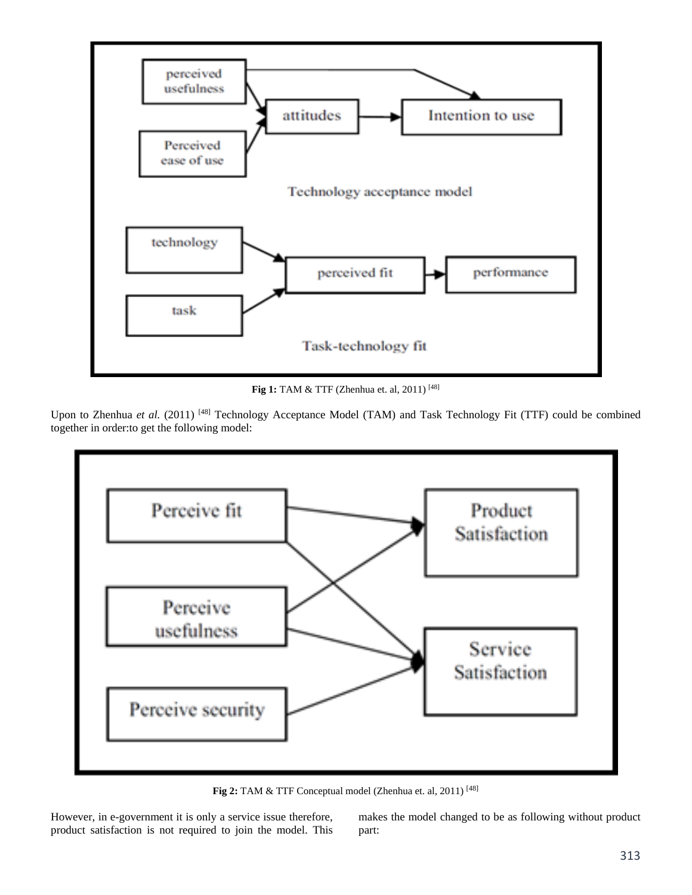Fig 1: TAM & TTF (Zhenhua et. al, 2011) [48]

Upon to Zhenhua *et al.* (2011) [48] Technology Acceptance Model (TAM) and Task Technology Fit (TTF) could be combined together in order:to get the following model:

Fig 2: TAM & TTF Conceptual model (Zhenhua et. al, 2011) [48]

However, in e-government it is only a service issue therefore, product satisfaction is not required to join the model. This makes the model changed to be as following without product part: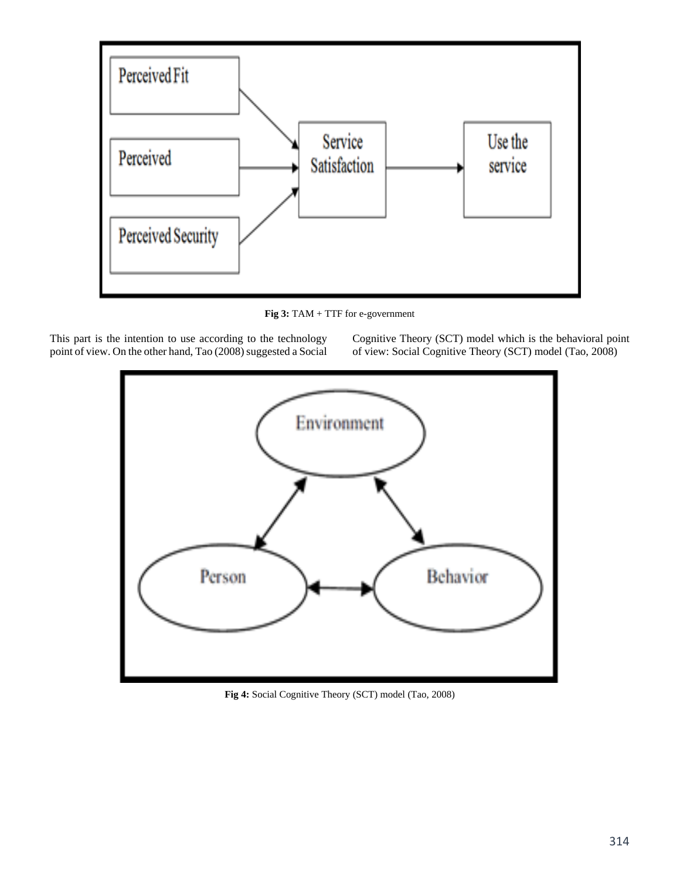**Fig 3:** TAM + TTF for e-government

This part is the intention to use according to the technology point of view. On the other hand, Tao (2008) suggested a Social Cognitive Theory (SCT) model which is the behavioral point of view: Social Cognitive Theory (SCT) model (Tao, 2008)

**Fig 4:** Social Cognitive Theory (SCT) model (Tao, 2008)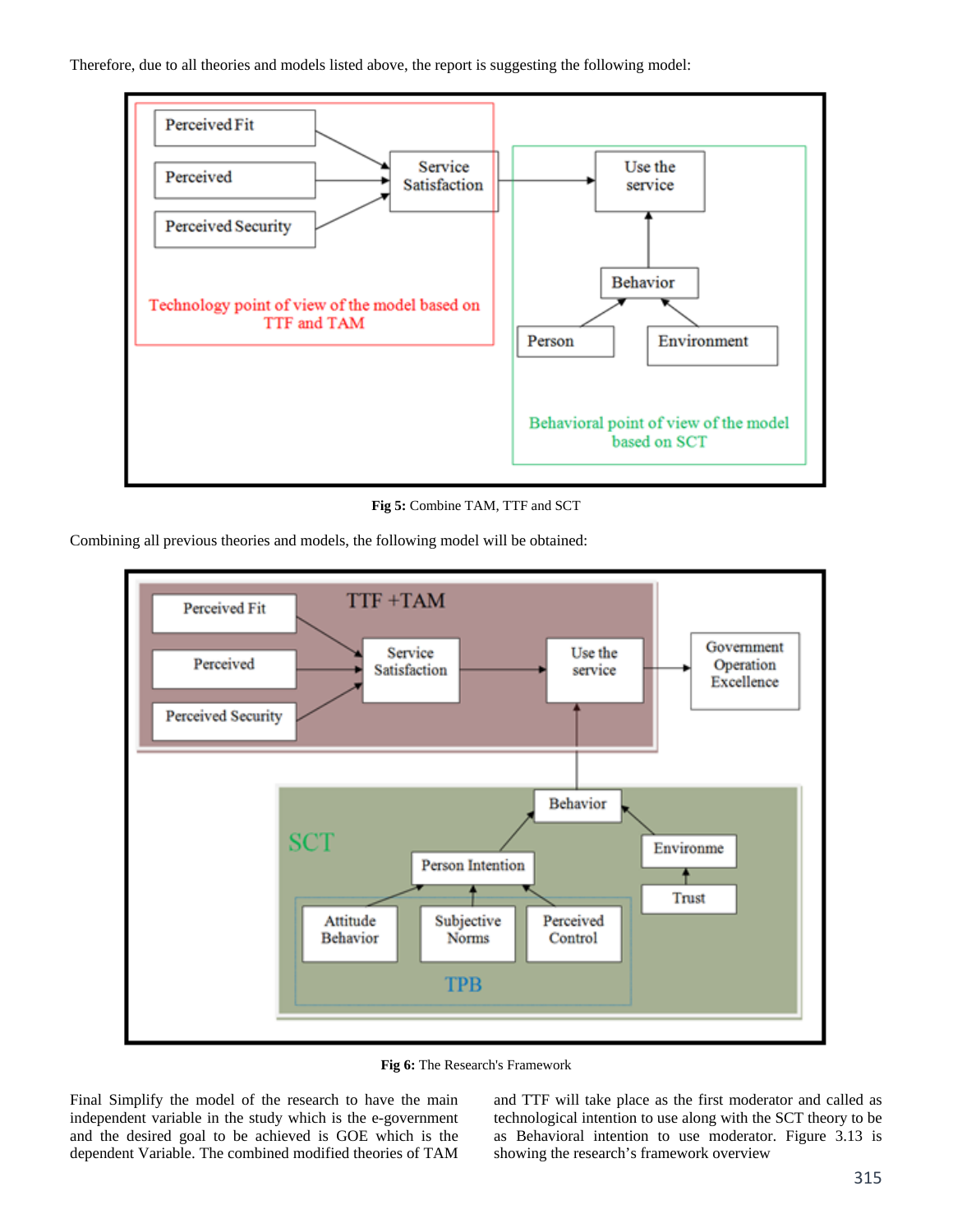Therefore, due to all theories and models listed above, the report is suggesting the following model:

**Fig 5:** Combine TAM, TTF and SCT

Combining all previous theories and models, the following model will be obtained:

**Fig 6:** The Research's Framework

Final Simplify the model of the research to have the main independent variable in the study which is the e-government and the desired goal to be achieved is GOE which is the dependent Variable. The combined modified theories of TAM and TTF will take place as the first moderator and called as technological intention to use along with the SCT theory to be as Behavioral intention to use moderator. Figure 3.13 is showing the research's framework overview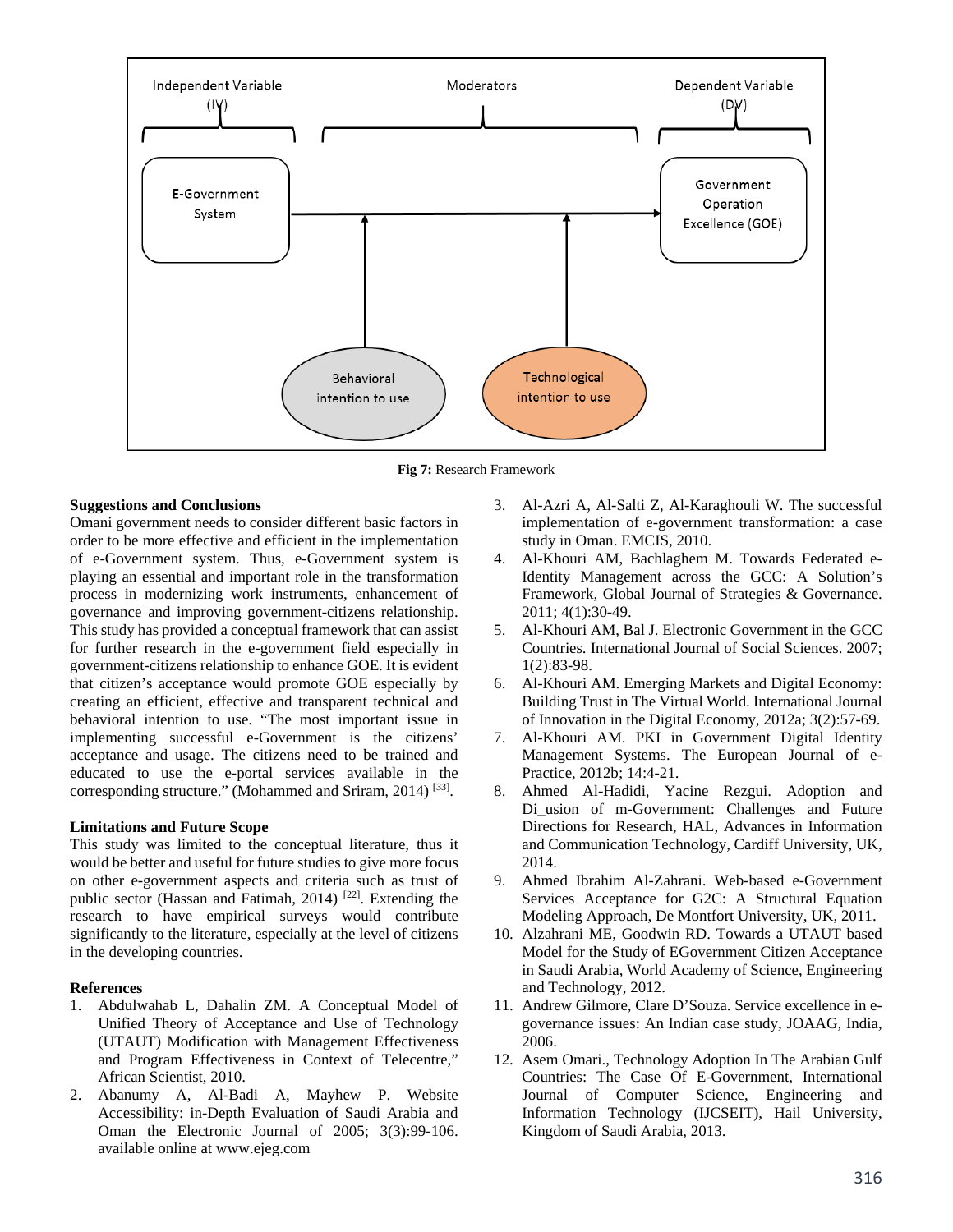Independent Variable (IV)

Moderators

Dependent Variable (DV)

E-Government System

Government Operation Excellence (GOE)

Behavioral intention to use

Technological intention to use

**Fig 7:** Research Framework

**Suggestions and Conclusions**

Omani government needs to consider different basic factors in order to be more effective and efficient in the implementation of e-Government system. Thus, e-Government system is playing an essential and important role in the transformation process in modernizing work instruments, enhancement of governance and improving government-citizens relationship. This study has provided a conceptual framework that can assist for further research in the e-government field especially in government-citizens relationship to enhance GOE. It is evident that citizen's acceptance would promote GOE especially by creating an efficient, effective and transparent technical and behavioral intention to use. "The most important issue in implementing successful e-Government is the citizens' acceptance and usage. The citizens need to be trained and educated to use the e-portal services available in the corresponding structure." (Mohammed and Sriram, 2014) [33].

**Limitations and Future Scope**

This study was limited to the conceptual literature, thus it would be better and useful for future studies to give more focus on other e-government aspects and criteria such as trust of public sector (Hassan and Fatimah, 2014) [22]. Extending the research to have empirical surveys would contribute significantly to the literature, especially at the level of citizens in the developing countries.

**References**

1. Abdulwahab L, Dahalin ZM. A Conceptual Model of Unified Theory of Acceptance and Use of Technology (UTAUT) Modification with Management Effectiveness and Program Effectiveness in Context of Telecentre," African Scientist, 2010.
2. Abanumy A, Al-Badi A, Mayhew P. Website Accessibility: in-Depth Evaluation of Saudi Arabia and Oman the Electronic Journal of 2005; 3(3):99-106. available online at www.ejeg.com
3. Al-Azri A, Al-Salti Z, Al-Karaghouli W. The successful implementation of e-government transformation: a case study in Oman. EMCIS, 2010.
4. Al-Khouri AM, Bachlaghem M. Towards Federated e-Identity Management across the GCC: A Solution's Framework, Global Journal of Strategies & Governance. 2011; 4(1):30-49.
5. Al-Khouri AM, Bal J. Electronic Government in the GCC Countries. International Journal of Social Sciences. 2007; 1(2):83-98.
6. Al-Khouri AM. Emerging Markets and Digital Economy: Building Trust in The Virtual World. International Journal of Innovation in the Digital Economy, 2012a; 3(2):57-69.
7. Al-Khouri AM. PKI in Government Digital Identity Management Systems. The European Journal of e-Practice, 2012b; 14:4-21.
8. Ahmed Al-Hadidi, Yacine Rezgui. Adoption and Di_usion of m-Government: Challenges and Future Directions for Research, HAL, Advances in Information and Communication Technology, Cardiff University, UK, 2014.
9. Ahmed Ibrahim Al-Zahrani. Web-based e-Government Services Acceptance for G2C: A Structural Equation Modeling Approach, De Montfort University, UK, 2011.
10. Alzahrani ME, Goodwin RD. Towards a UTAUT based Model for the Study of EGovernment Citizen Acceptance in Saudi Arabia, World Academy of Science, Engineering and Technology, 2012.
11. Andrew Gilmore, Clare D'Souza. Service excellence in e-governance issues: An Indian case study, JOAAG, India, 2006.
12. Asem Omari., Technology Adoption In The Arabian Gulf Countries: The Case Of E-Government, International Journal of Computer Science, Engineering and Information Technology (IJCSEIT), Hail University, Kingdom of Saudi Arabia, 2013.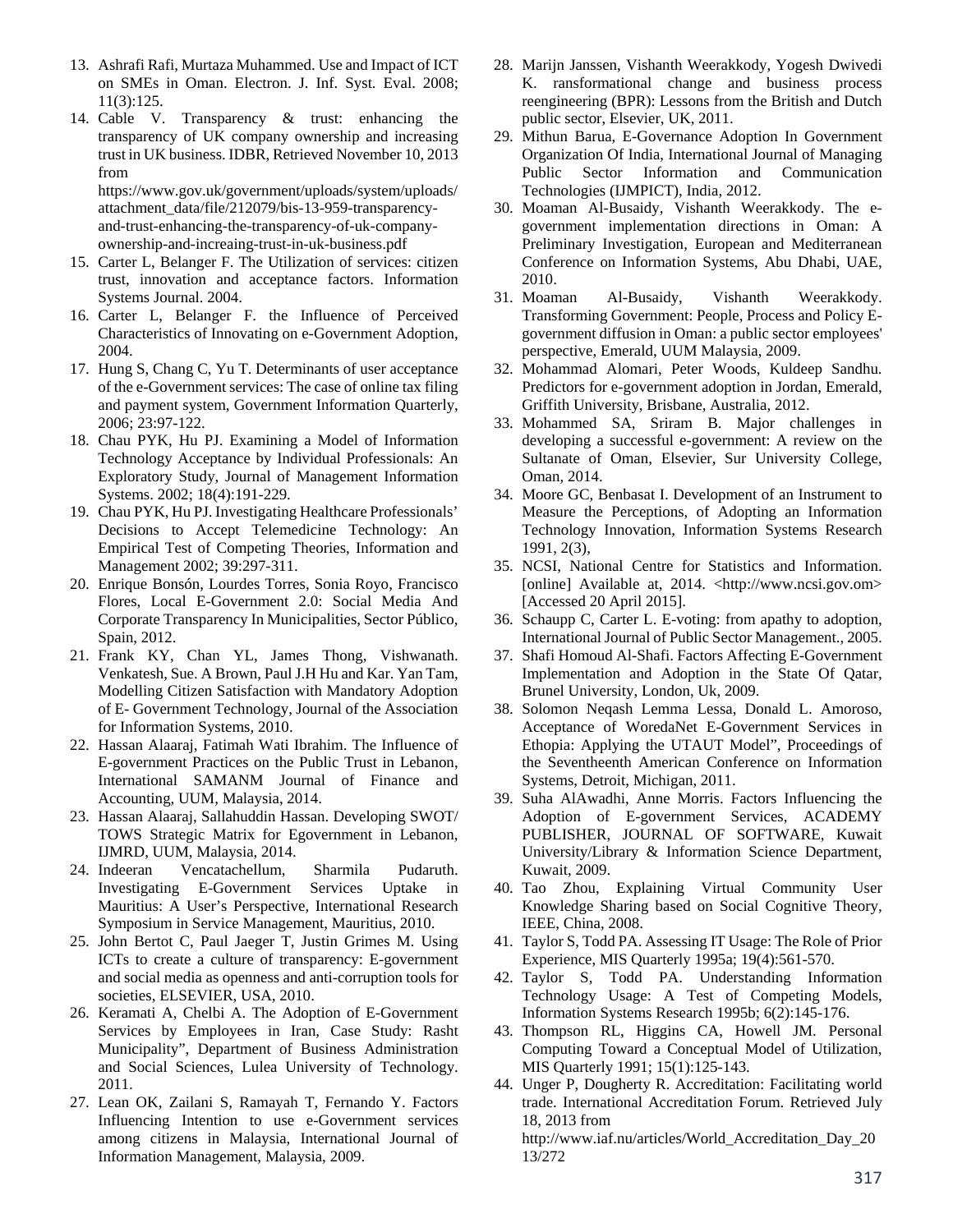13. Ashrafi Rafi, Murtaza Muhammed. Use and Impact of ICT on SMEs in Oman. Electron. J. Inf. Syst. Eval. 2008; 11(3):125.
14. Cable V. Transparency & trust: enhancing the transparency of UK company ownership and increasing trust in UK business. IDBR, Retrieved November 10, 2013 from https://www.gov.uk/government/uploads/system/uploads/attachment_data/file/212079/bis-13-959-transparency-and-trust-enhancing-the-transparency-of-uk-company-ownership-and-increaing-trust-in-uk-business.pdf
15. Carter L, Belanger F. The Utilization of services: citizen trust, innovation and acceptance factors. Information Systems Journal. 2004.
16. Carter L, Belanger F. the Influence of Perceived Characteristics of Innovating on e-Government Adoption, 2004.
17. Hung S, Chang C, Yu T. Determinants of user acceptance of the e-Government services: The case of online tax filing and payment system, Government Information Quarterly, 2006; 23:97-122.
18. Chau PYK, Hu PJ. Examining a Model of Information Technology Acceptance by Individual Professionals: An Exploratory Study, Journal of Management Information Systems. 2002; 18(4):191-229.
19. Chau PYK, Hu PJ. Investigating Healthcare Professionals' Decisions to Accept Telemedicine Technology: An Empirical Test of Competing Theories, Information and Management 2002; 39:297-311.
20. Enrique Bonsón, Lourdes Torres, Sonia Royo, Francisco Flores, Local E-Government 2.0: Social Media And Corporate Transparency In Municipalities, Sector Público, Spain, 2012.
21. Frank KY, Chan YL, James Thong, Vishwanath. Venkatesh, Sue. A Brown, Paul J.H Hu and Kar. Yan Tam, Modelling Citizen Satisfaction with Mandatory Adoption of E- Government Technology, Journal of the Association for Information Systems, 2010.
22. Hassan Alaaraj, Fatimah Wati Ibrahim. The Influence of E-government Practices on the Public Trust in Lebanon, International SAMANM Journal of Finance and Accounting, UUM, Malaysia, 2014.
23. Hassan Alaaraj, Sallahuddin Hassan. Developing SWOT/ TOWS Strategic Matrix for Egovernment in Lebanon, IJMRD, UUM, Malaysia, 2014.
24. Indeeran Vencatachellum, Sharmila Pudaruth. Investigating E-Government Services Uptake in Mauritius: A User's Perspective, International Research Symposium in Service Management, Mauritius, 2010.
25. John Bertot C, Paul Jaeger T, Justin Grimes M. Using ICTs to create a culture of transparency: E-government and social media as openness and anti-corruption tools for societies, ELSEVIER, USA, 2010.
26. Keramati A, Chelbi A. The Adoption of E-Government Services by Employees in Iran, Case Study: Rasht Municipality", Department of Business Administration and Social Sciences, Lulea University of Technology. 2011.
27. Lean OK, Zailani S, Ramayah T, Fernando Y. Factors Influencing Intention to use e-Government services among citizens in Malaysia, International Journal of Information Management, Malaysia, 2009.
28. Marijn Janssen, Vishanth Weerakkody, Yogesh Dwivedi K. ransformational change and business process reengineering (BPR): Lessons from the British and Dutch public sector, Elsevier, UK, 2011.
29. Mithun Barua, E-Governance Adoption In Government Organization Of India, International Journal of Managing Public Sector Information and Communication Technologies (IJMPICT), India, 2012.
30. Moaman Al-Busaidy, Vishanth Weerakkody. The e-government implementation directions in Oman: A Preliminary Investigation, European and Mediterranean Conference on Information Systems, Abu Dhabi, UAE, 2010.
31. Moaman Al-Busaidy, Vishanth Weerakkody. Transforming Government: People, Process and Policy E-government diffusion in Oman: a public sector employees' perspective, Emerald, UUM Malaysia, 2009.
32. Mohammad Alomari, Peter Woods, Kuldeep Sandhu. Predictors for e-government adoption in Jordan, Emerald, Griffith University, Brisbane, Australia, 2012.
33. Mohammed SA, Sriram B. Major challenges in developing a successful e-government: A review on the Sultanate of Oman, Elsevier, Sur University College, Oman, 2014.
34. Moore GC, Benbasat I. Development of an Instrument to Measure the Perceptions, of Adopting an Information Technology Innovation, Information Systems Research 1991, 2(3),
35. NCSI, National Centre for Statistics and Information. [online] Available at, 2014. <http://www.ncsi.gov.om> [Accessed 20 April 2015].
36. Schaupp C, Carter L. E-voting: from apathy to adoption, International Journal of Public Sector Management., 2005.
37. Shafi Homoud Al-Shafi. Factors Affecting E-Government Implementation and Adoption in the State Of Qatar, Brunel University, London, Uk, 2009.
38. Solomon Neqash Lemma Lessa, Donald L. Amoroso, Acceptance of WoredaNet E-Government Services in Ethopia: Applying the UTAUT Model", Proceedings of the Seventheenth American Conference on Information Systems, Detroit, Michigan, 2011.
39. Suha AlAwadhi, Anne Morris. Factors Influencing the Adoption of E-government Services, ACADEMY PUBLISHER, JOURNAL OF SOFTWARE, Kuwait University/Library & Information Science Department, Kuwait, 2009.
40. Tao Zhou, Explaining Virtual Community User Knowledge Sharing based on Social Cognitive Theory, IEEE, China, 2008.
41. Taylor S, Todd PA. Assessing IT Usage: The Role of Prior Experience, MIS Quarterly 1995a; 19(4):561-570.
42. Taylor S, Todd PA. Understanding Information Technology Usage: A Test of Competing Models, Information Systems Research 1995b; 6(2):145-176.
43. Thompson RL, Higgins CA, Howell JM. Personal Computing Toward a Conceptual Model of Utilization, MIS Quarterly 1991; 15(1):125-143.
44. Unger P, Dougherty R. Accreditation: Facilitating world trade. International Accreditation Forum. Retrieved July 18, 2013 from http://www.iaf.nu/articles/World_Accreditation_Day_2013/272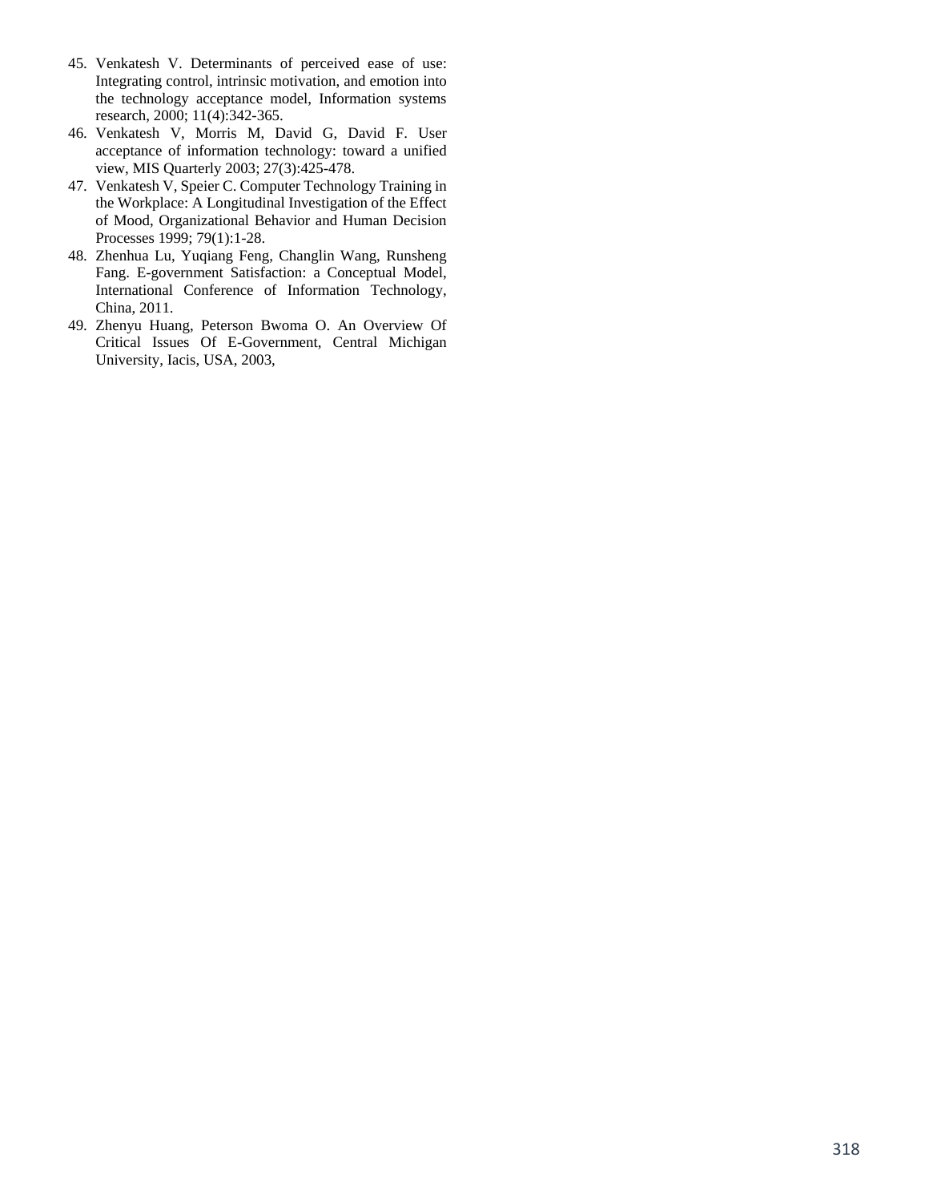45. Venkatesh V. Determinants of perceived ease of use: Integrating control, intrinsic motivation, and emotion into the technology acceptance model, Information systems research, 2000; 11(4):342-365.
46. Venkatesh V, Morris M, David G, David F. User acceptance of information technology: toward a unified view, MIS Quarterly 2003; 27(3):425-478.
47. Venkatesh V, Speier C. Computer Technology Training in the Workplace: A Longitudinal Investigation of the Effect of Mood, Organizational Behavior and Human Decision Processes 1999; 79(1):1-28.
48. Zhenhua Lu, Yuqiang Feng, Changlin Wang, Runsheng Fang. E-government Satisfaction: a Conceptual Model, International Conference of Information Technology, China, 2011.
49. Zhenyu Huang, Peterson Bwoma O. An Overview Of Critical Issues Of E-Government, Central Michigan University, Iacis, USA, 2003,